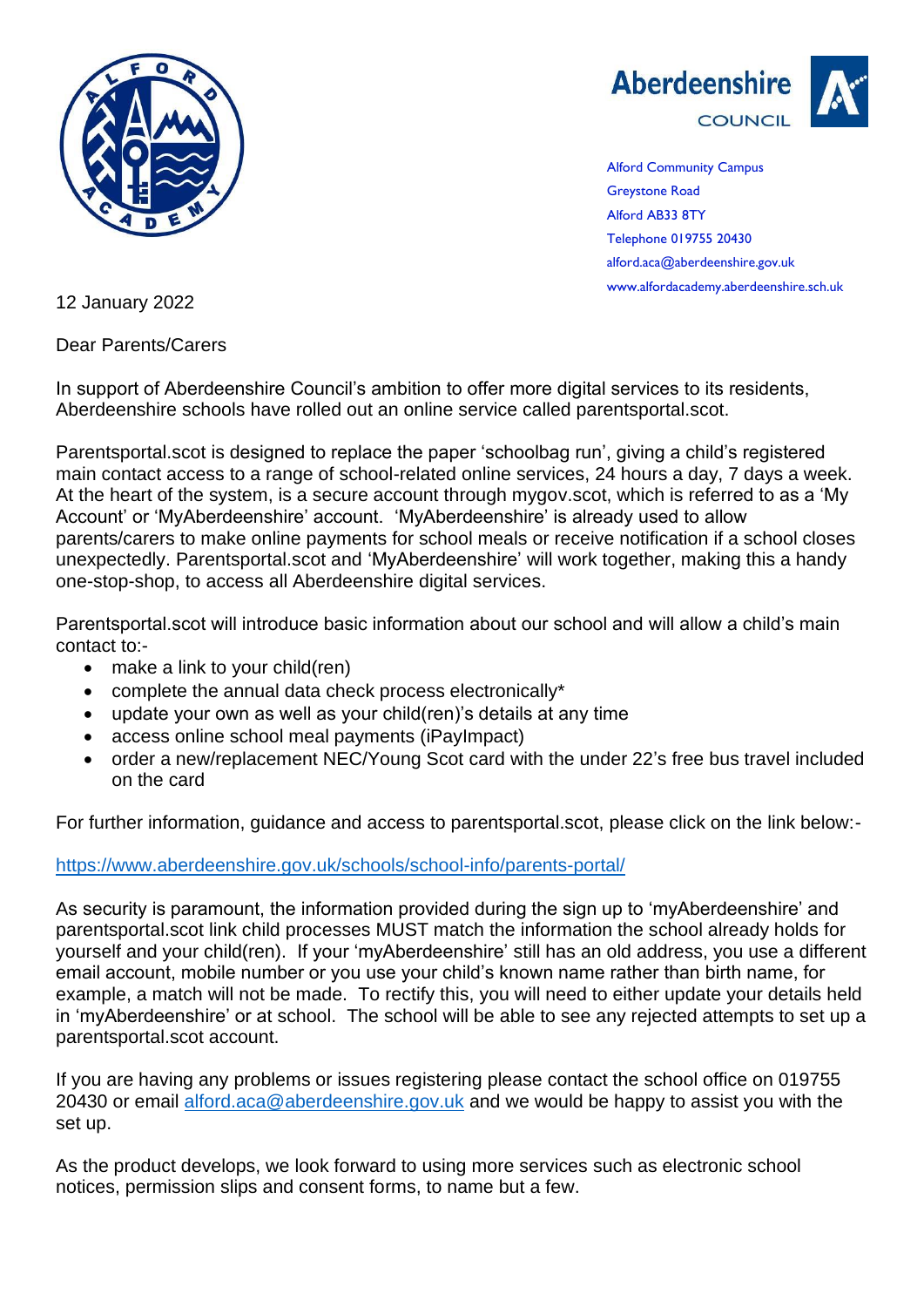Aberdeenshire COUNCIL

Alford Community Campus
Greystone Road
Alford AB33 8TY
Telephone 019755 20430
alford.aca@aberdeenshire.gov.uk
www.alfordacademy.aberdeenshire.sch.uk

12 January 2022

Dear Parents/Carers

In support of Aberdeenshire Council's ambition to offer more digital services to its residents, Aberdeenshire schools have rolled out an online service called parentsportal.scot.

Parentsportal.scot is designed to replace the paper 'schoolbag run', giving a child's registered main contact access to a range of school-related online services, 24 hours a day, 7 days a week. At the heart of the system, is a secure account through mygov.scot, which is referred to as a 'My Account' or 'MyAberdeenshire' account. 'MyAberdeenshire' is already used to allow parents/carers to make online payments for school meals or receive notification if a school closes unexpectedly. Parentsportal.scot and 'MyAberdeenshire' will work together, making this a handy one-stop-shop, to access all Aberdeenshire digital services.

Parentsportal.scot will introduce basic information about our school and will allow a child's main contact to:-

- make a link to your child(ren)
- complete the annual data check process electronically*
- update your own as well as your child(ren)'s details at any time
- access online school meal payments (iPayImpact)
- order a new/replacement NEC/Young Scot card with the under 22's free bus travel included on the card

For further information, guidance and access to parentsportal.scot, please click on the link below:-

https://www.aberdeenshire.gov.uk/schools/school-info/parents-portal/

As security is paramount, the information provided during the sign up to 'myAberdeenshire' and parentsportal.scot link child processes MUST match the information the school already holds for yourself and your child(ren). If your 'myAberdeenshire' still has an old address, you use a different email account, mobile number or you use your child's known name rather than birth name, for example, a match will not be made. To rectify this, you will need to either update your details held in 'myAberdeenshire' or at school. The school will be able to see any rejected attempts to set up a parentsportal.scot account.

If you are having any problems or issues registering please contact the school office on 019755 20430 or email alford.aca@aberdeenshire.gov.uk and we would be happy to assist you with the set up.

As the product develops, we look forward to using more services such as electronic school notices, permission slips and consent forms, to name but a few.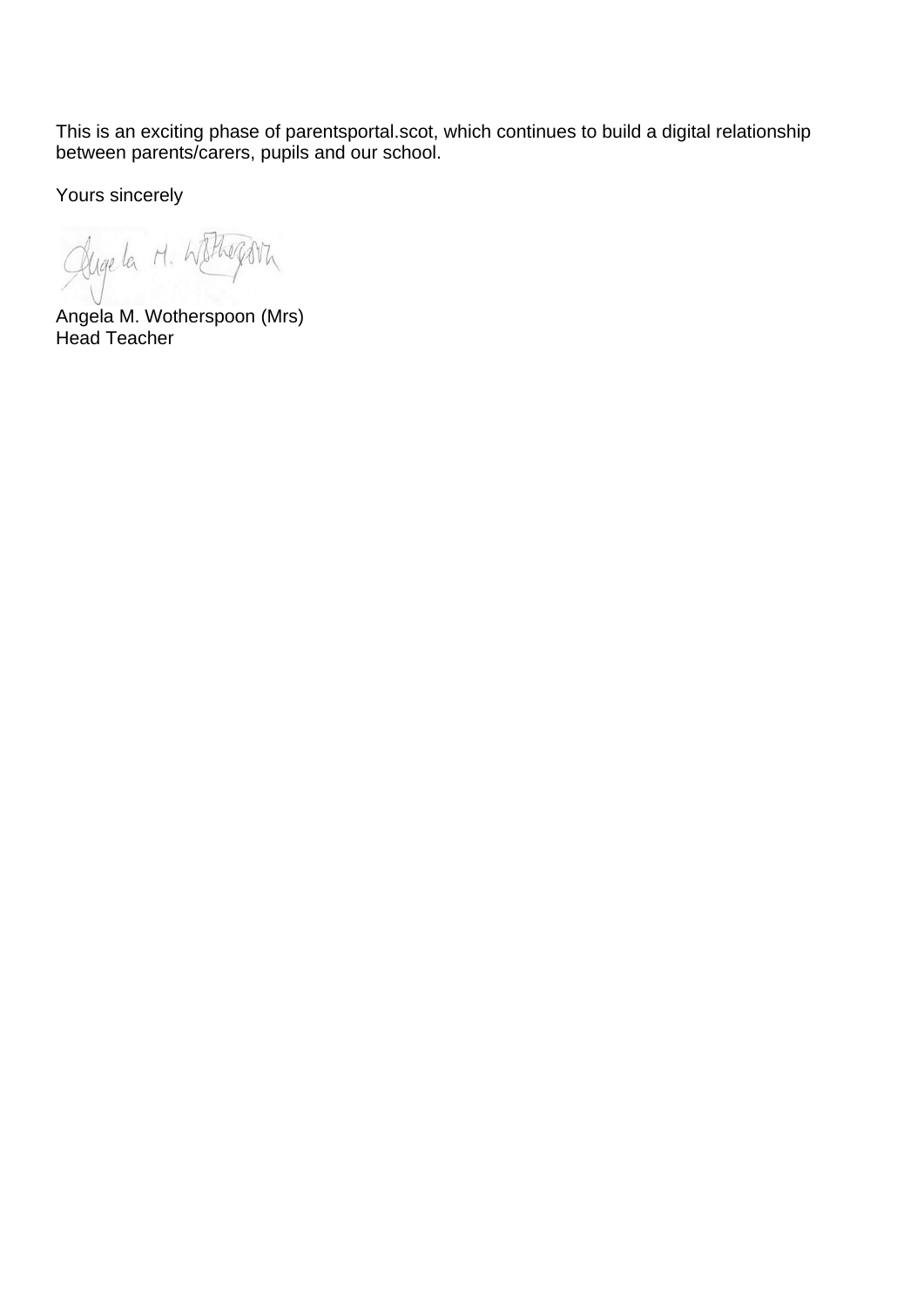This is an exciting phase of parentsportal.scot, which continues to build a digital relationship between parents/carers, pupils and our school.

Yours sincerely

Angela M. Wotherspoon (Mrs)
Head Teacher